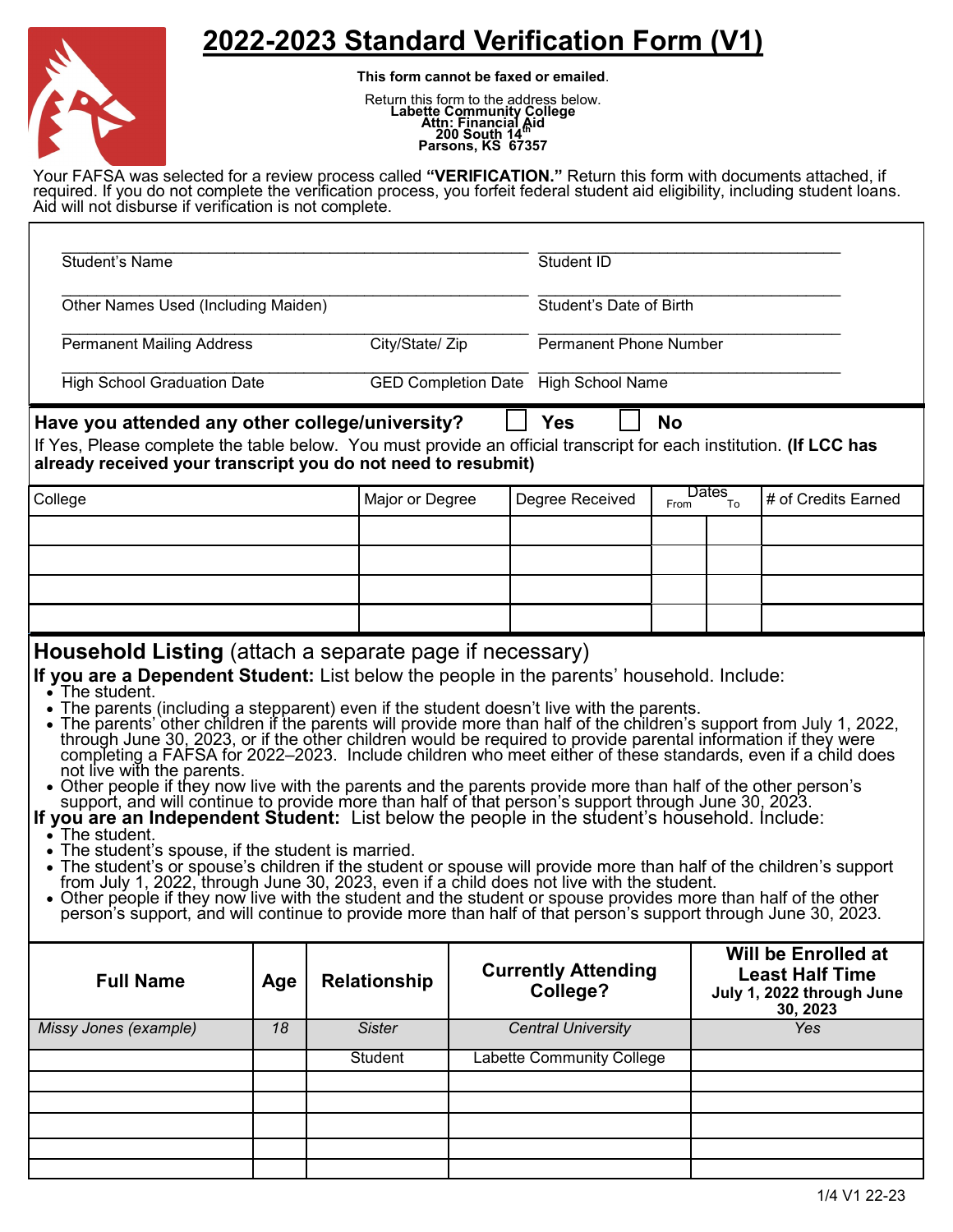# 2022-2023 Standard Verification Form (V1)

**This form cannot be faxed or emailed**.

Return this form to the address below.
**Labette Community College**
**Attn: Financial Aid**
**200 South 14th**
**Parsons, KS 67357**

Your FAFSA was selected for a review process called **"VERIFICATION."** Return this form with documents attached, if required. If you do not complete the verification process, you forfeit federal student aid eligibility, including student loans. Aid will not disburse if verification is not complete.

| | |
|---|---|
| Student's Name ______________________ | Student ID ______________________ |
| Other Names Used (Including Maiden) ______________________ | Student's Date of Birth ______________________ |
| Permanent Mailing Address ______ City/State/ Zip ______ | Permanent Phone Number ______________________ |
| High School Graduation Date ______ GED Completion Date ______ | High School Name ______________________ |

**Have you attended any other college/university?** ☐ **Yes** ☐ **No**

If Yes, Please complete the table below. You must provide an official transcript for each institution. **(If LCC has already received your transcript you do not need to resubmit)**

| College | Major or Degree | Degree Received | Dates From | Dates To | # of Credits Earned |
|---|---|---|---|---|---|
| | | | | | |
| | | | | | |
| | | | | | |
| | | | | | |

## Household Listing (attach a separate page if necessary)

**If you are a Dependent Student:** List below the people in the parents' household. Include:

- The student.
- The parents (including a stepparent) even if the student doesn't live with the parents.
- The parents' other children if the parents will provide more than half of the children's support from July 1, 2022, through June 30, 2023, or if the other children would be required to provide parental information if they were completing a FAFSA for 2022–2023. Include children who meet either of these standards, even if a child does not live with the parents.
- Other people if they now live with the parents and the parents provide more than half of the other person's support, and will continue to provide more than half of that person's support through June 30, 2023.

**If you are an Independent Student:** List below the people in the student's household. Include:

- The student.
- The student's spouse, if the student is married.
- The student's or spouse's children if the student or spouse will provide more than half of the children's support from July 1, 2022, through June 30, 2023, even if a child does not live with the student.
- Other people if they now live with the student and the student or spouse provides more than half of the other person's support, and will continue to provide more than half of that person's support through June 30, 2023.

| Full Name | Age | Relationship | Currently Attending College? | Will be Enrolled at Least Half Time July 1, 2022 through June 30, 2023 |
|---|---|---|---|---|
| *Missy Jones (example)* | *18* | *Sister* | *Central University* | *Yes* |
| | | Student | Labette Community College | |
| | | | | |
| | | | | |
| | | | | |
| | | | | |
| | | | | |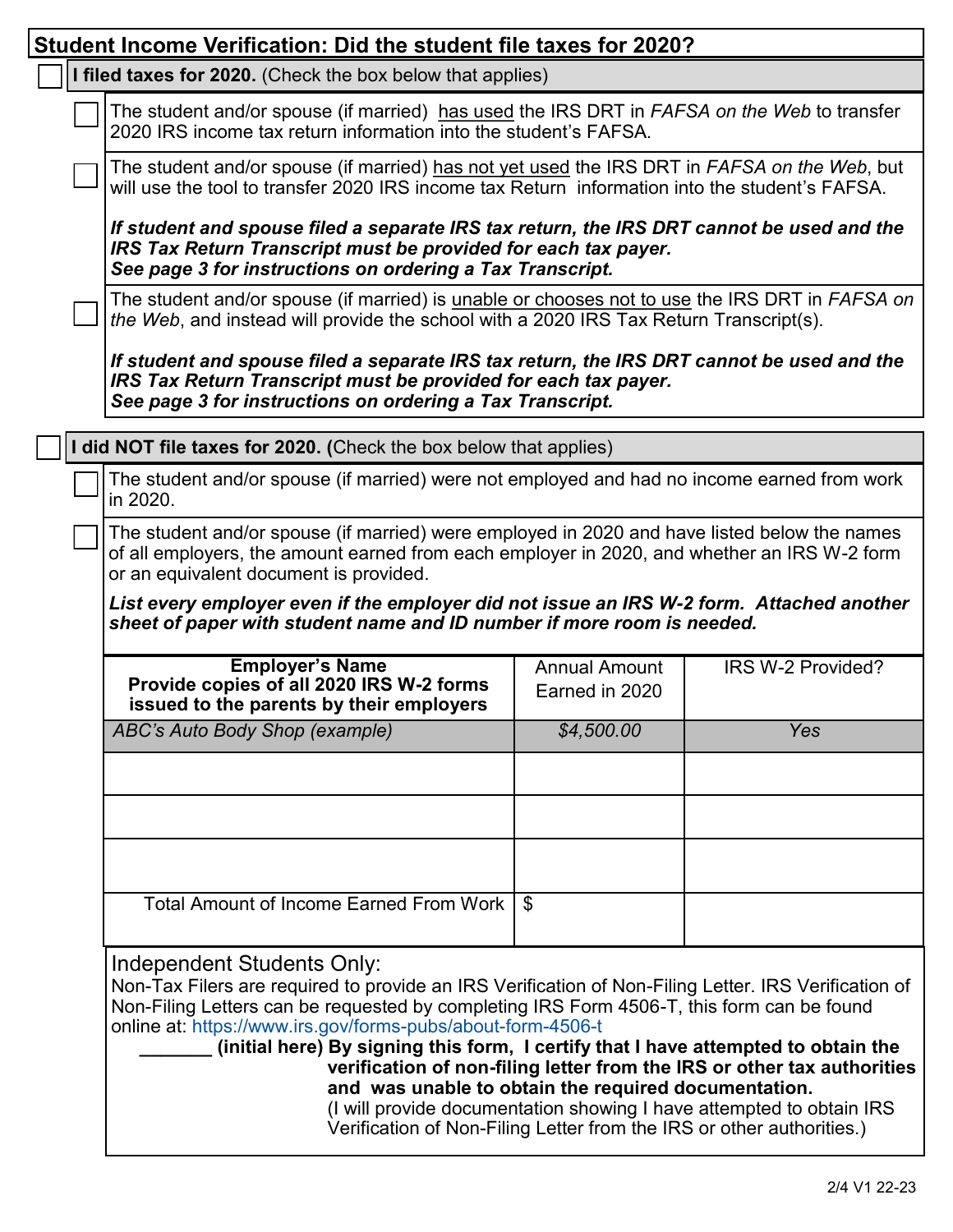## Student Income Verification: Did the student file taxes for 2020?

☐ **I filed taxes for 2020.** (Check the box below that applies)

- ☐ The student and/or spouse (if married) has used the IRS DRT in *FAFSA on the Web* to transfer 2020 IRS income tax return information into the student's FAFSA.
- ☐ The student and/or spouse (if married) has not yet used the IRS DRT in *FAFSA on the Web*, but will use the tool to transfer 2020 IRS income tax Return information into the student's FAFSA.

  ***If student and spouse filed a separate IRS tax return, the IRS DRT cannot be used and the IRS Tax Return Transcript must be provided for each tax payer.***
  ***See page 3 for instructions on ordering a Tax Transcript.***

- ☐ The student and/or spouse (if married) is unable or chooses not to use the IRS DRT in *FAFSA on the Web*, and instead will provide the school with a 2020 IRS Tax Return Transcript(s).

  ***If student and spouse filed a separate IRS tax return, the IRS DRT cannot be used and the IRS Tax Return Transcript must be provided for each tax payer.***
  ***See page 3 for instructions on ordering a Tax Transcript.***

☐ **I did NOT file taxes for 2020. (**Check the box below that applies)

- ☐ The student and/or spouse (if married) were not employed and had no income earned from work in 2020.
- ☐ The student and/or spouse (if married) were employed in 2020 and have listed below the names of all employers, the amount earned from each employer in 2020, and whether an IRS W-2 form or an equivalent document is provided.

  ***List every employer even if the employer did not issue an IRS W-2 form. Attached another sheet of paper with student name and ID number if more room is needed.***

| **Employer's Name** **Provide copies of all 2020 IRS W-2 forms issued to the parents by their employers** | Annual Amount Earned in 2020 | IRS W-2 Provided? |
|---|---|---|
| *ABC's Auto Body Shop (example)* | *$4,500.00* | *Yes* |
| | | |
| | | |
| | | |
| Total Amount of Income Earned From Work | $ | |

Independent Students Only:
Non-Tax Filers are required to provide an IRS Verification of Non-Filing Letter. IRS Verification of Non-Filing Letters can be requested by completing IRS Form 4506-T, this form can be found online at: https://www.irs.gov/forms-pubs/about-form-4506-t

_______ **(initial here) By signing this form, I certify that I have attempted to obtain the verification of non-filing letter from the IRS or other tax authorities and was unable to obtain the required documentation.**
(I will provide documentation showing I have attempted to obtain IRS Verification of Non-Filing Letter from the IRS or other authorities.)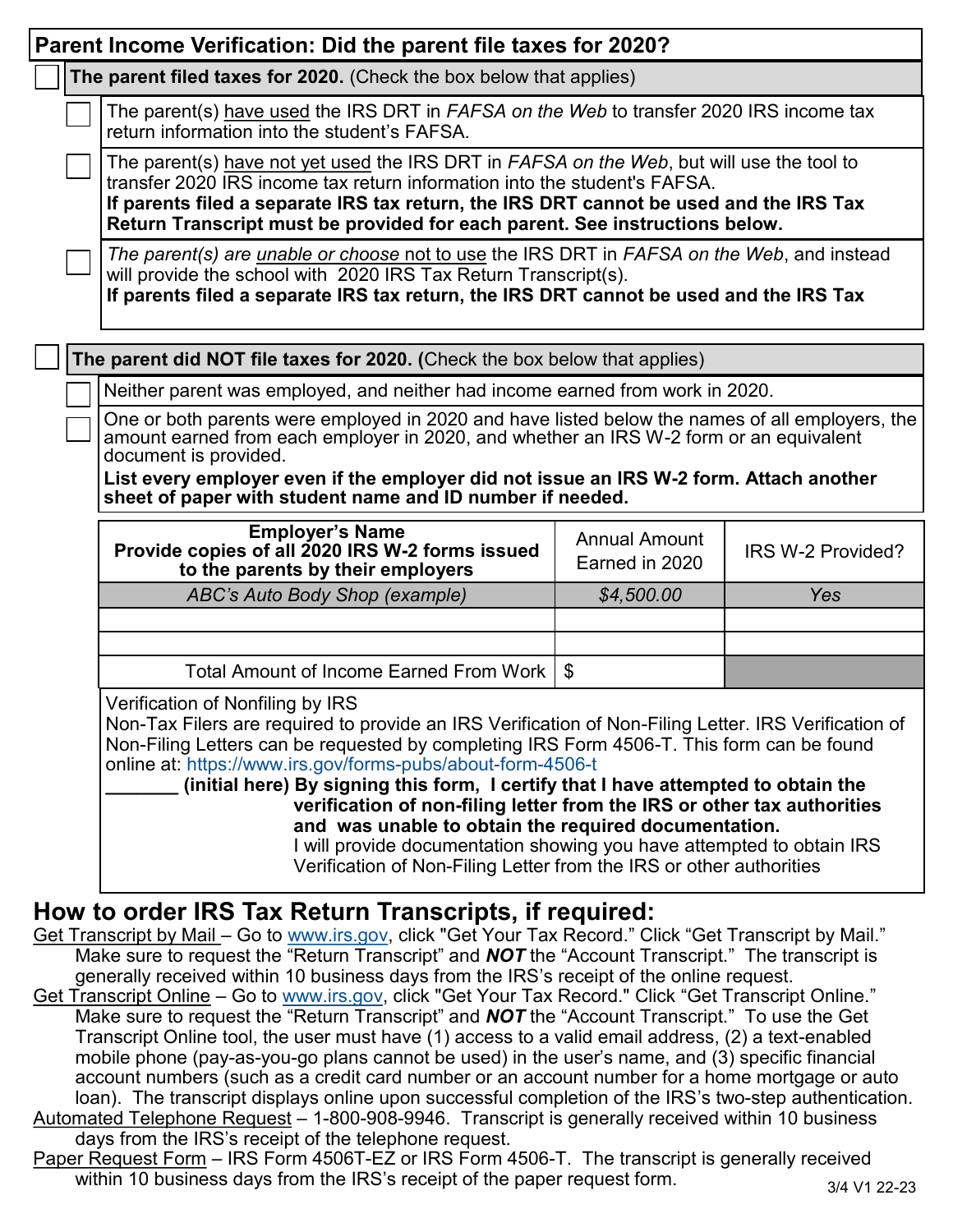## Parent Income Verification: Did the parent file taxes for 2020?

☐ **The parent filed taxes for 2020.** (Check the box below that applies)

- ☐ The parent(s) have used the IRS DRT in *FAFSA on the Web* to transfer 2020 IRS income tax return information into the student's FAFSA.
- ☐ The parent(s) have not yet used the IRS DRT in *FAFSA on the Web*, but will use the tool to transfer 2020 IRS income tax return information into the student's FAFSA.
  **If parents filed a separate IRS tax return, the IRS DRT cannot be used and the IRS Tax Return Transcript must be provided for each parent. See instructions below.**
- ☐ *The parent(s) are unable or choose* not to use the IRS DRT in *FAFSA on the Web*, and instead will provide the school with 2020 IRS Tax Return Transcript(s).
  **If parents filed a separate IRS tax return, the IRS DRT cannot be used and the IRS Tax**

☐ **The parent did NOT file taxes for 2020. (**Check the box below that applies)

- ☐ Neither parent was employed, and neither had income earned from work in 2020.
- ☐ One or both parents were employed in 2020 and have listed below the names of all employers, the amount earned from each employer in 2020, and whether an IRS W-2 form or an equivalent document is provided.
  **List every employer even if the employer did not issue an IRS W-2 form. Attach another sheet of paper with student name and ID number if needed.**

| **Employer's Name**<br>**Provide copies of all 2020 IRS W-2 forms issued to the parents by their employers** | Annual Amount Earned in 2020 | IRS W-2 Provided? |
|---|---|---|
| *ABC's Auto Body Shop (example)* | *$4,500.00* | *Yes* |
| | | |
| | | |
| Total Amount of Income Earned From Work | $ | |

Verification of Nonfiling by IRS
Non-Tax Filers are required to provide an IRS Verification of Non-Filing Letter. IRS Verification of Non-Filing Letters can be requested by completing IRS Form 4506-T. This form can be found online at: https://www.irs.gov/forms-pubs/about-form-4506-t

_______ **(initial here) By signing this form, I certify that I have attempted to obtain the verification of non-filing letter from the IRS or other tax authorities and was unable to obtain the required documentation.**
I will provide documentation showing you have attempted to obtain IRS Verification of Non-Filing Letter from the IRS or other authorities

## How to order IRS Tax Return Transcripts, if required:

Get Transcript by Mail – Go to www.irs.gov, click "Get Your Tax Record." Click "Get Transcript by Mail." Make sure to request the "Return Transcript" and ***NOT*** the "Account Transcript." The transcript is generally received within 10 business days from the IRS's receipt of the online request.

Get Transcript Online – Go to www.irs.gov, click "Get Your Tax Record." Click "Get Transcript Online." Make sure to request the "Return Transcript" and ***NOT*** the "Account Transcript." To use the Get Transcript Online tool, the user must have (1) access to a valid email address, (2) a text-enabled mobile phone (pay-as-you-go plans cannot be used) in the user's name, and (3) specific financial account numbers (such as a credit card number or an account number for a home mortgage or auto loan). The transcript displays online upon successful completion of the IRS's two-step authentication.

Automated Telephone Request – 1-800-908-9946. Transcript is generally received within 10 business days from the IRS's receipt of the telephone request.

Paper Request Form – IRS Form 4506T-EZ or IRS Form 4506-T. The transcript is generally received within 10 business days from the IRS's receipt of the paper request form.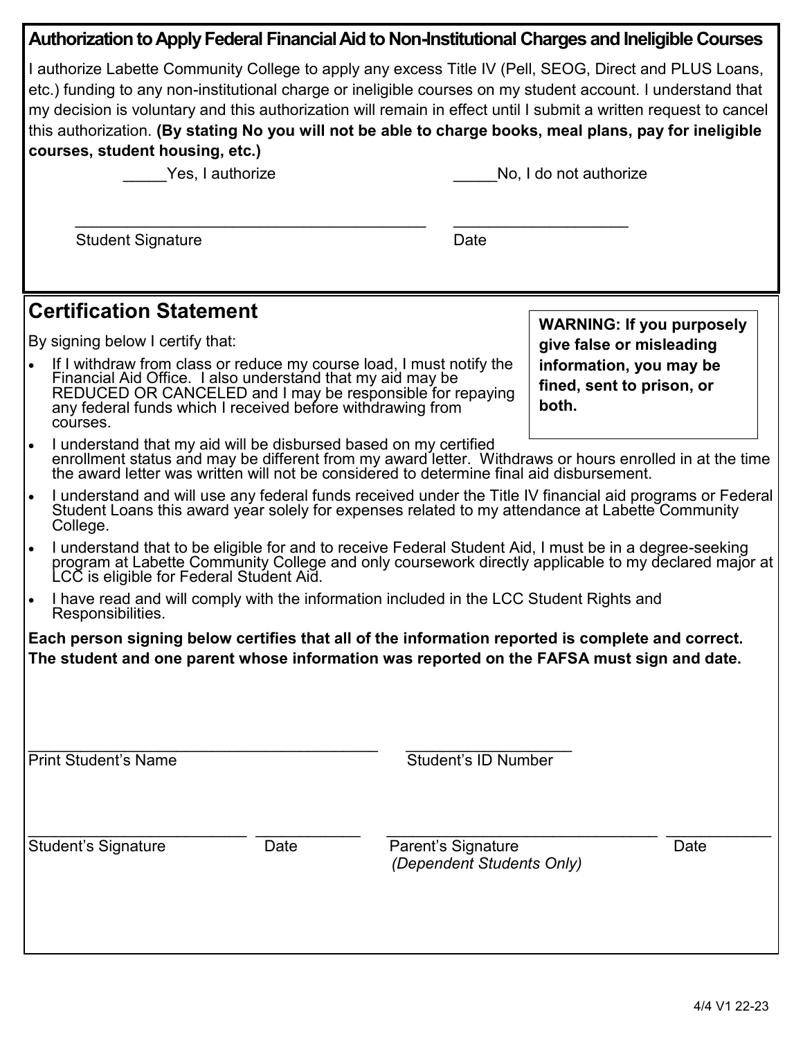## Authorization to Apply Federal Financial Aid to Non-Institutional Charges and Ineligible Courses

I authorize Labette Community College to apply any excess Title IV (Pell, SEOG, Direct and PLUS Loans, etc.) funding to any non-institutional charge or ineligible courses on my student account. I understand that my decision is voluntary and this authorization will remain in effect until I submit a written request to cancel this authorization. **(By stating No you will not be able to charge books, meal plans, pay for ineligible courses, student housing, etc.)**

_____Yes, I authorize _____No, I do not authorize

___________________________________________ ____________________

Student Signature Date

## Certification Statement

**WARNING: If you purposely give false or misleading information, you may be fined, sent to prison, or both.**

By signing below I certify that:

- If I withdraw from class or reduce my course load, I must notify the Financial Aid Office. I also understand that my aid may be REDUCED OR CANCELED and I may be responsible for repaying any federal funds which I received before withdrawing from courses.
- I understand that my aid will be disbursed based on my certified enrollment status and may be different from my award letter. Withdraws or hours enrolled in at the time the award letter was written will not be considered to determine final aid disbursement.
- I understand and will use any federal funds received under the Title IV financial aid programs or Federal Student Loans this award year solely for expenses related to my attendance at Labette Community College.
- I understand that to be eligible for and to receive Federal Student Aid, I must be in a degree-seeking program at Labette Community College and only coursework directly applicable to my declared major at LCC is eligible for Federal Student Aid.
- I have read and will comply with the information included in the LCC Student Rights and Responsibilities.

**Each person signing below certifies that all of the information reported is complete and correct. The student and one parent whose information was reported on the FAFSA must sign and date.**

___________________________________________ ____________________

Print Student's Name Student's ID Number

__________________________ ____________ _________________________________ ____________

Student's Signature Date Parent's Signature *(Dependent Students Only)* Date

4/4 V1 22-23